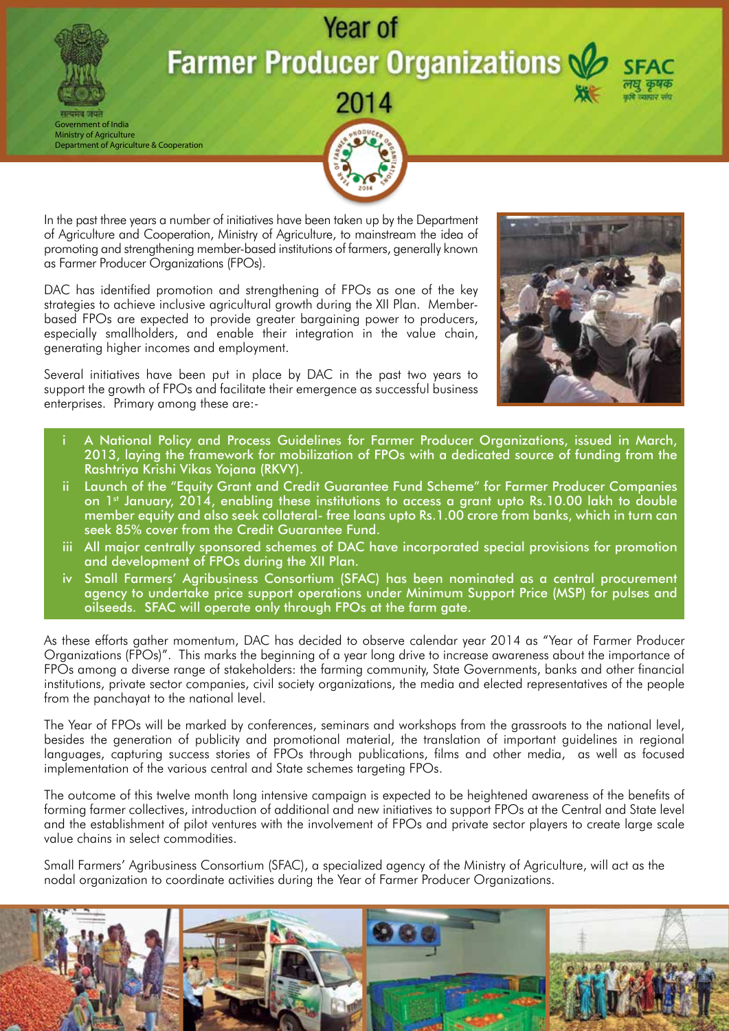Government of India
Ministry of Agriculture
Department of Agriculture & Cooperation

# Year of Farmer Producer Organizations 2014

In the past three years a number of initiatives have been taken up by the Department of Agriculture and Cooperation, Ministry of Agriculture, to mainstream the idea of promoting and strengthening member-based institutions of farmers, generally known as Farmer Producer Organizations (FPOs).

DAC has identified promotion and strengthening of FPOs as one of the key strategies to achieve inclusive agricultural growth during the XII Plan. Member-based FPOs are expected to provide greater bargaining power to producers, especially smallholders, and enable their integration in the value chain, generating higher incomes and employment.

Several initiatives have been put in place by DAC in the past two years to support the growth of FPOs and facilitate their emergence as successful business enterprises. Primary among these are:-

- i A National Policy and Process Guidelines for Farmer Producer Organizations, issued in March, 2013, laying the framework for mobilization of FPOs with a dedicated source of funding from the Rashtriya Krishi Vikas Yojana (RKVY).
- ii Launch of the "Equity Grant and Credit Guarantee Fund Scheme" for Farmer Producer Companies on 1st January, 2014, enabling these institutions to access a grant upto Rs.10.00 lakh to double member equity and also seek collateral- free loans upto Rs.1.00 crore from banks, which in turn can seek 85% cover from the Credit Guarantee Fund.
- iii All major centrally sponsored schemes of DAC have incorporated special provisions for promotion and development of FPOs during the XII Plan.
- iv Small Farmers' Agribusiness Consortium (SFAC) has been nominated as a central procurement agency to undertake price support operations under Minimum Support Price (MSP) for pulses and oilseeds. SFAC will operate only through FPOs at the farm gate.

As these efforts gather momentum, DAC has decided to observe calendar year 2014 as "Year of Farmer Producer Organizations (FPOs)". This marks the beginning of a year long drive to increase awareness about the importance of FPOs among a diverse range of stakeholders: the farming community, State Governments, banks and other financial institutions, private sector companies, civil society organizations, the media and elected representatives of the people from the panchayat to the national level.

The Year of FPOs will be marked by conferences, seminars and workshops from the grassroots to the national level, besides the generation of publicity and promotional material, the translation of important guidelines in regional languages, capturing success stories of FPOs through publications, films and other media, as well as focused implementation of the various central and State schemes targeting FPOs.

The outcome of this twelve month long intensive campaign is expected to be heightened awareness of the benefits of forming farmer collectives, introduction of additional and new initiatives to support FPOs at the Central and State level and the establishment of pilot ventures with the involvement of FPOs and private sector players to create large scale value chains in select commodities.

Small Farmers' Agribusiness Consortium (SFAC), a specialized agency of the Ministry of Agriculture, will act as the nodal organization to coordinate activities during the Year of Farmer Producer Organizations.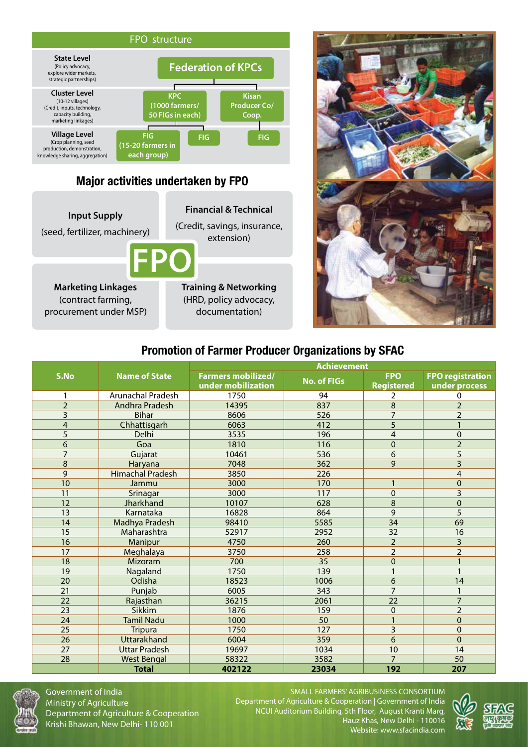## FPO structure

**State Level**
(Policy advocacy, explore wider markets, strategic partnerships)

**Federation of KPCs**

**Cluster Level**
(10-12 villages)
(Credit, inputs, technology, capacity building, marketing linkages)

**KPC** (1000 farmers/ 50 FIGs in each)

**Kisan Producer Co/ Coop.**

**Village Level**
(Crop planning, seed production, demonstration, knowledge sharing, aggregation)

**FIG** (15-20 farmers in each group)

**FIG**

**FIG**

## Major activities undertaken by FPO

**Input Supply**
(seed, fertilizer, machinery)

**Financial & Technical**
(Credit, savings, insurance, extension)

**FPO**

**Marketing Linkages**
(contract farming, procurement under MSP)

**Training & Networking**
(HRD, policy advocacy, documentation)

## Promotion of Farmer Producer Organizations by SFAC

| S.No | Name of State | Achievement | | | |
|---|---|---|---|---|---|
| | | Farmers mobilized/ under mobilization | No. of FIGs | FPO Registered | FPO registration under process |
| 1 | Arunachal Pradesh | 1750 | 94 | 2 | 0 |
| 2 | Andhra Pradesh | 14395 | 837 | 8 | 2 |
| 3 | Bihar | 8606 | 526 | 7 | 2 |
| 4 | Chhattisgarh | 6063 | 412 | 5 | 1 |
| 5 | Delhi | 3535 | 196 | 4 | 0 |
| 6 | Goa | 1810 | 116 | 0 | 2 |
| 7 | Gujarat | 10461 | 536 | 6 | 5 |
| 8 | Haryana | 7048 | 362 | 9 | 3 |
| 9 | Himachal Pradesh | 3850 | 226 | | 4 |
| 10 | Jammu | 3000 | 170 | 1 | 0 |
| 11 | Srinagar | 3000 | 117 | 0 | 3 |
| 12 | Jharkhand | 10107 | 628 | 8 | 0 |
| 13 | Karnataka | 16828 | 864 | 9 | 5 |
| 14 | Madhya Pradesh | 98410 | 5585 | 34 | 69 |
| 15 | Maharashtra | 52917 | 2952 | 32 | 16 |
| 16 | Manipur | 4750 | 260 | 2 | 3 |
| 17 | Meghalaya | 3750 | 258 | 2 | 2 |
| 18 | Mizoram | 700 | 35 | 0 | 1 |
| 19 | Nagaland | 1750 | 139 | 1 | 1 |
| 20 | Odisha | 18523 | 1006 | 6 | 14 |
| 21 | Punjab | 6005 | 343 | 7 | 1 |
| 22 | Rajasthan | 36215 | 2061 | 22 | 7 |
| 23 | Sikkim | 1876 | 159 | 0 | 2 |
| 24 | Tamil Nadu | 1000 | 50 | 1 | 0 |
| 25 | Tripura | 1750 | 127 | 3 | 0 |
| 26 | Uttarakhand | 6004 | 359 | 6 | 0 |
| 27 | Uttar Pradesh | 19697 | 1034 | 10 | 14 |
| 28 | West Bengal | 58322 | 3582 | 7 | 50 |
| | **Total** | **402122** | **23034** | **192** | **207** |

Government of India
Ministry of Agriculture
Department of Agriculture & Cooperation
Krishi Bhawan, New Delhi- 110 001

SMALL FARMERS' AGRIBUSINESS CONSORTIUM
Department of Agriculture & Cooperation | Government of India
NCUI Auditorium Building, 5th Floor, August Kranti Marg,
Hauz Khas, New Delhi - 110016
Website: www.sfacindia.com